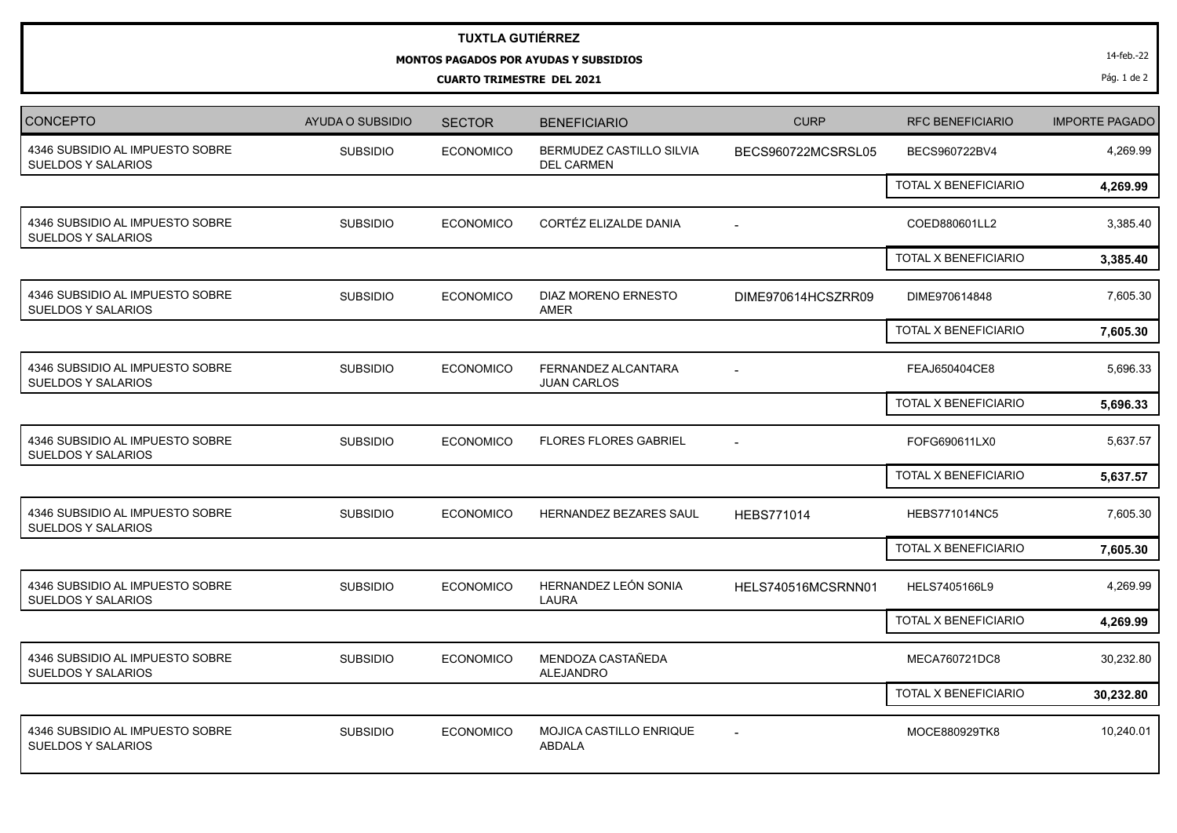**TUXTLA GUTIÉRREZ**

**MONTOS PAGADOS POR AYUDAS Y SUBSIDIOS**

**CUARTO TRIMESTRE DEL 2021**

14-feb.-22

| CONCEPTO | AYUDA O SUBSIDIO | SECTOR | BENEFICIARIO | CURP | RFC BENEFICIARIO | IMPORTE PAGADO |
|---|---|---|---|---|---|---|
| 4346 SUBSIDIO AL IMPUESTO SOBRE SUELDOS Y SALARIOS | SUBSIDIO | ECONOMICO | BERMUDEZ CASTILLO SILVIA DEL CARMEN | BECS960722MCSRSL05 | BECS960722BV4 | 4,269.99 |
| | | | | | TOTAL X BENEFICIARIO | **4,269.99** |
| 4346 SUBSIDIO AL IMPUESTO SOBRE SUELDOS Y SALARIOS | SUBSIDIO | ECONOMICO | CORTÉZ ELIZALDE DANIA | - | COED880601LL2 | 3,385.40 |
| | | | | | TOTAL X BENEFICIARIO | **3,385.40** |
| 4346 SUBSIDIO AL IMPUESTO SOBRE SUELDOS Y SALARIOS | SUBSIDIO | ECONOMICO | DIAZ MORENO ERNESTO AMER | DIME970614HCSZRR09 | DIME970614848 | 7,605.30 |
| | | | | | TOTAL X BENEFICIARIO | **7,605.30** |
| 4346 SUBSIDIO AL IMPUESTO SOBRE SUELDOS Y SALARIOS | SUBSIDIO | ECONOMICO | FERNANDEZ ALCANTARA JUAN CARLOS | - | FEAJ650404CE8 | 5,696.33 |
| | | | | | TOTAL X BENEFICIARIO | **5,696.33** |
| 4346 SUBSIDIO AL IMPUESTO SOBRE SUELDOS Y SALARIOS | SUBSIDIO | ECONOMICO | FLORES FLORES GABRIEL | - | FOFG690611LX0 | 5,637.57 |
| | | | | | TOTAL X BENEFICIARIO | **5,637.57** |
| 4346 SUBSIDIO AL IMPUESTO SOBRE SUELDOS Y SALARIOS | SUBSIDIO | ECONOMICO | HERNANDEZ BEZARES SAUL | HEBS771014 | HEBS771014NC5 | 7,605.30 |
| | | | | | TOTAL X BENEFICIARIO | **7,605.30** |
| 4346 SUBSIDIO AL IMPUESTO SOBRE SUELDOS Y SALARIOS | SUBSIDIO | ECONOMICO | HERNANDEZ LEÓN SONIA LAURA | HELS740516MCSRNN01 | HELS7405166L9 | 4,269.99 |
| | | | | | TOTAL X BENEFICIARIO | **4,269.99** |
| 4346 SUBSIDIO AL IMPUESTO SOBRE SUELDOS Y SALARIOS | SUBSIDIO | ECONOMICO | MENDOZA CASTAÑEDA ALEJANDRO | | MECA760721DC8 | 30,232.80 |
| | | | | | TOTAL X BENEFICIARIO | **30,232.80** |
| 4346 SUBSIDIO AL IMPUESTO SOBRE SUELDOS Y SALARIOS | SUBSIDIO | ECONOMICO | MOJICA CASTILLO ENRIQUE ABDALA | - | MOCE880929TK8 | 10,240.01 |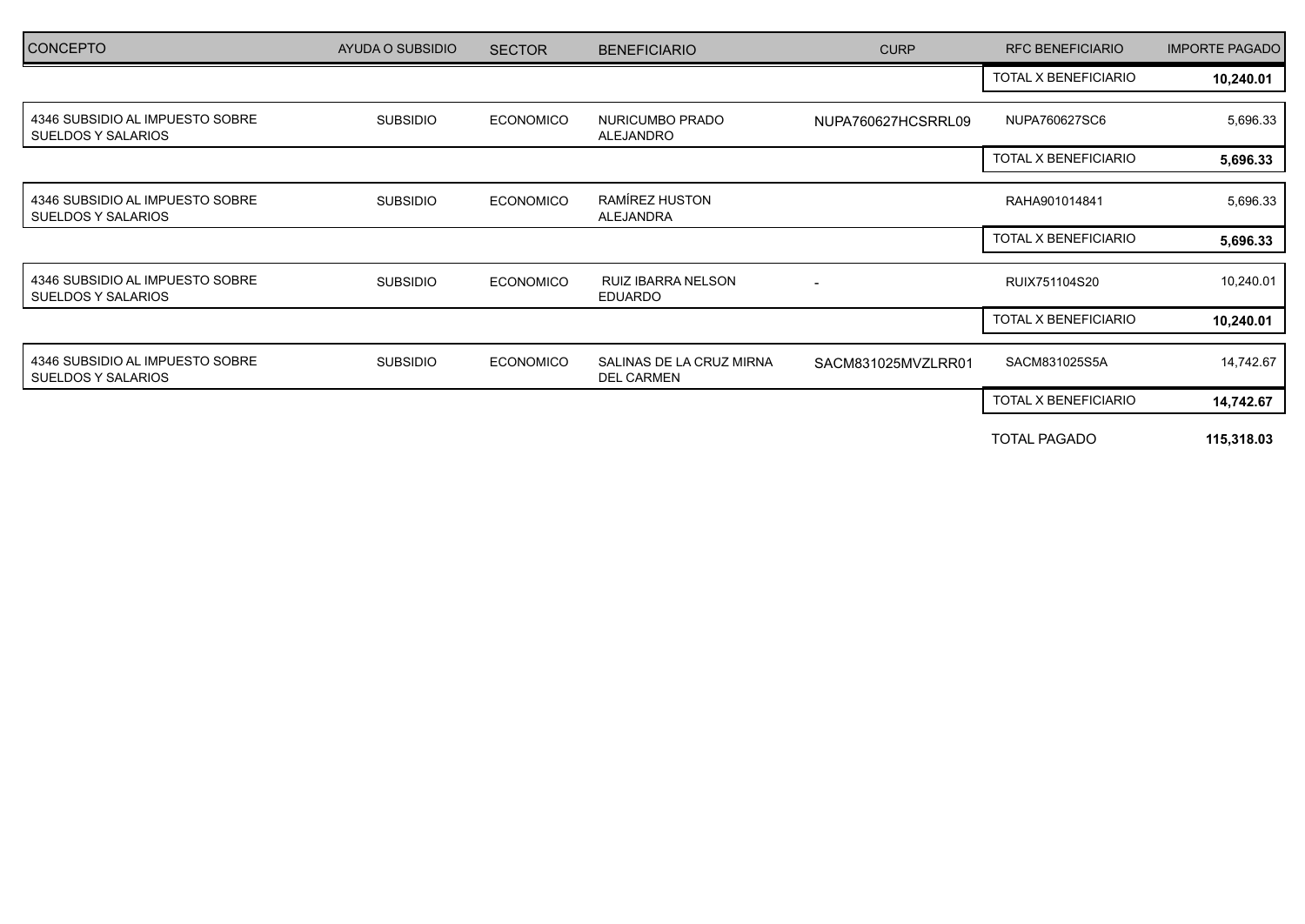| CONCEPTO | AYUDA O SUBSIDIO | SECTOR | BENEFICIARIO | CURP | RFC BENEFICIARIO | IMPORTE PAGADO |
|---|---|---|---|---|---|---|
| | | | | | TOTAL X BENEFICIARIO | **10,240.01** |
| 4346 SUBSIDIO AL IMPUESTO SOBRE SUELDOS Y SALARIOS | SUBSIDIO | ECONOMICO | NURICUMBO PRADO ALEJANDRO | NUPA760627HCSRRL09 | NUPA760627SC6 | 5,696.33 |
| | | | | | TOTAL X BENEFICIARIO | **5,696.33** |
| 4346 SUBSIDIO AL IMPUESTO SOBRE SUELDOS Y SALARIOS | SUBSIDIO | ECONOMICO | RAMÍREZ HUSTON ALEJANDRA | | RAHA901014841 | 5,696.33 |
| | | | | | TOTAL X BENEFICIARIO | **5,696.33** |
| 4346 SUBSIDIO AL IMPUESTO SOBRE SUELDOS Y SALARIOS | SUBSIDIO | ECONOMICO | RUIZ IBARRA NELSON EDUARDO | - | RUIX751104S20 | 10,240.01 |
| | | | | | TOTAL X BENEFICIARIO | **10,240.01** |
| 4346 SUBSIDIO AL IMPUESTO SOBRE SUELDOS Y SALARIOS | SUBSIDIO | ECONOMICO | SALINAS DE LA CRUZ MIRNA DEL CARMEN | SACM831025MVZLRR01 | SACM831025S5A | 14,742.67 |
| | | | | | TOTAL X BENEFICIARIO | **14,742.67** |
| | | | | | TOTAL PAGADO | **115,318.03** |